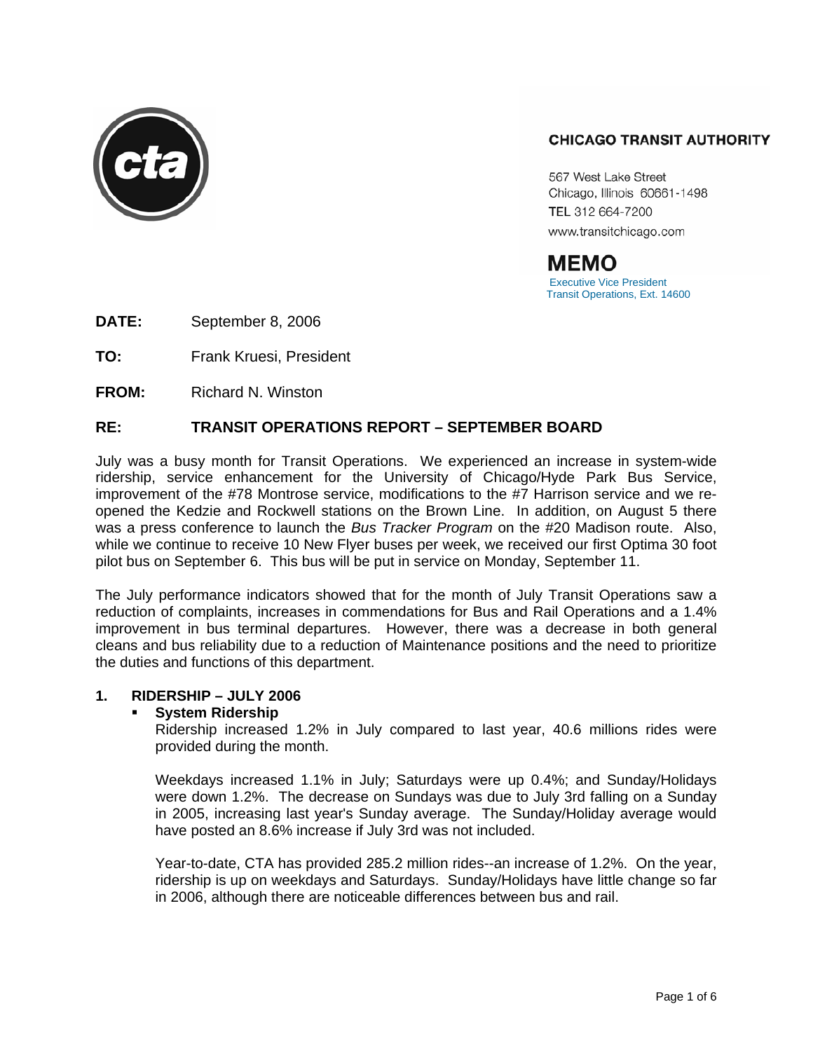**CHICAGO TRANSIT AUTHORITY**

567 West Lake Street
Chicago, Illinois 60661-1498
TEL 312 664-7200
www.transitchicago.com

**MEMO**
Executive Vice President
Transit Operations, Ext. 14600

**DATE:** September 8, 2006

**TO:** Frank Kruesi, President

**FROM:** Richard N. Winston

**RE:** **TRANSIT OPERATIONS REPORT – SEPTEMBER BOARD**

July was a busy month for Transit Operations. We experienced an increase in system-wide ridership, service enhancement for the University of Chicago/Hyde Park Bus Service, improvement of the #78 Montrose service, modifications to the #7 Harrison service and we re-opened the Kedzie and Rockwell stations on the Brown Line. In addition, on August 5 there was a press conference to launch the *Bus Tracker Program* on the #20 Madison route. Also, while we continue to receive 10 New Flyer buses per week, we received our first Optima 30 foot pilot bus on September 6. This bus will be put in service on Monday, September 11.

The July performance indicators showed that for the month of July Transit Operations saw a reduction of complaints, increases in commendations for Bus and Rail Operations and a 1.4% improvement in bus terminal departures. However, there was a decrease in both general cleans and bus reliability due to a reduction of Maintenance positions and the need to prioritize the duties and functions of this department.

## 1. RIDERSHIP – JULY 2006

- **System Ridership**

  Ridership increased 1.2% in July compared to last year, 40.6 millions rides were provided during the month.

  Weekdays increased 1.1% in July; Saturdays were up 0.4%; and Sunday/Holidays were down 1.2%. The decrease on Sundays was due to July 3rd falling on a Sunday in 2005, increasing last year's Sunday average. The Sunday/Holiday average would have posted an 8.6% increase if July 3rd was not included.

  Year-to-date, CTA has provided 285.2 million rides--an increase of 1.2%. On the year, ridership is up on weekdays and Saturdays. Sunday/Holidays have little change so far in 2006, although there are noticeable differences between bus and rail.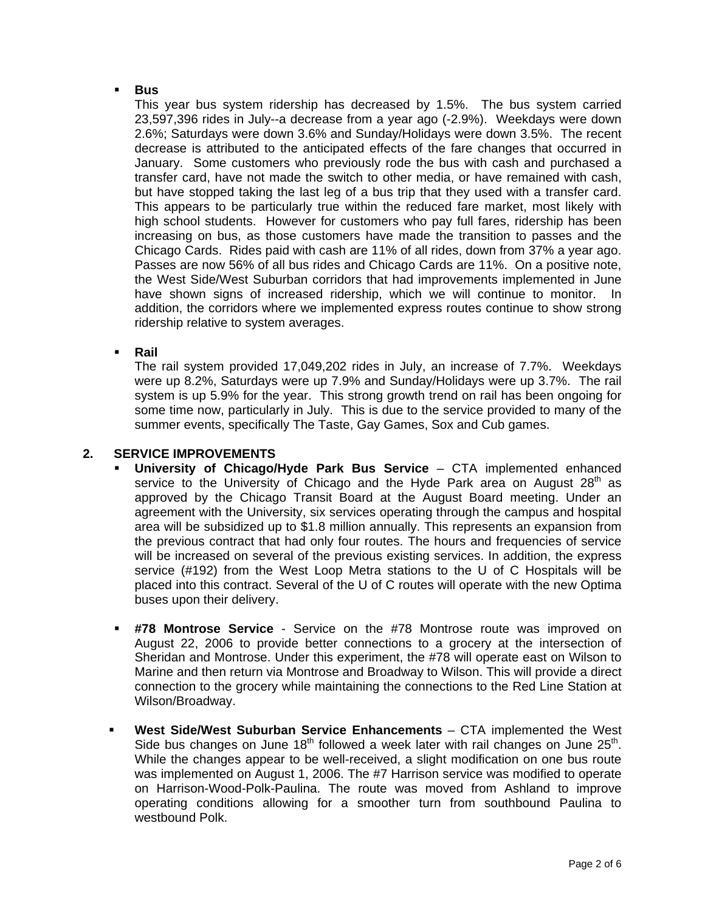- **Bus**

  This year bus system ridership has decreased by 1.5%. The bus system carried 23,597,396 rides in July--a decrease from a year ago (-2.9%). Weekdays were down 2.6%; Saturdays were down 3.6% and Sunday/Holidays were down 3.5%. The recent decrease is attributed to the anticipated effects of the fare changes that occurred in January. Some customers who previously rode the bus with cash and purchased a transfer card, have not made the switch to other media, or have remained with cash, but have stopped taking the last leg of a bus trip that they used with a transfer card. This appears to be particularly true within the reduced fare market, most likely with high school students. However for customers who pay full fares, ridership has been increasing on bus, as those customers have made the transition to passes and the Chicago Cards. Rides paid with cash are 11% of all rides, down from 37% a year ago. Passes are now 56% of all bus rides and Chicago Cards are 11%. On a positive note, the West Side/West Suburban corridors that had improvements implemented in June have shown signs of increased ridership, which we will continue to monitor. In addition, the corridors where we implemented express routes continue to show strong ridership relative to system averages.

- **Rail**

  The rail system provided 17,049,202 rides in July, an increase of 7.7%. Weekdays were up 8.2%, Saturdays were up 7.9% and Sunday/Holidays were up 3.7%. The rail system is up 5.9% for the year. This strong growth trend on rail has been ongoing for some time now, particularly in July. This is due to the service provided to many of the summer events, specifically The Taste, Gay Games, Sox and Cub games.

## 2. SERVICE IMPROVEMENTS

- **University of Chicago/Hyde Park Bus Service** – CTA implemented enhanced service to the University of Chicago and the Hyde Park area on August 28th as approved by the Chicago Transit Board at the August Board meeting. Under an agreement with the University, six services operating through the campus and hospital area will be subsidized up to $1.8 million annually. This represents an expansion from the previous contract that had only four routes. The hours and frequencies of service will be increased on several of the previous existing services. In addition, the express service (#192) from the West Loop Metra stations to the U of C Hospitals will be placed into this contract. Several of the U of C routes will operate with the new Optima buses upon their delivery.

- **#78 Montrose Service** - Service on the #78 Montrose route was improved on August 22, 2006 to provide better connections to a grocery at the intersection of Sheridan and Montrose. Under this experiment, the #78 will operate east on Wilson to Marine and then return via Montrose and Broadway to Wilson. This will provide a direct connection to the grocery while maintaining the connections to the Red Line Station at Wilson/Broadway.

- **West Side/West Suburban Service Enhancements** – CTA implemented the West Side bus changes on June 18th followed a week later with rail changes on June 25th. While the changes appear to be well-received, a slight modification on one bus route was implemented on August 1, 2006. The #7 Harrison service was modified to operate on Harrison-Wood-Polk-Paulina. The route was moved from Ashland to improve operating conditions allowing for a smoother turn from southbound Paulina to westbound Polk.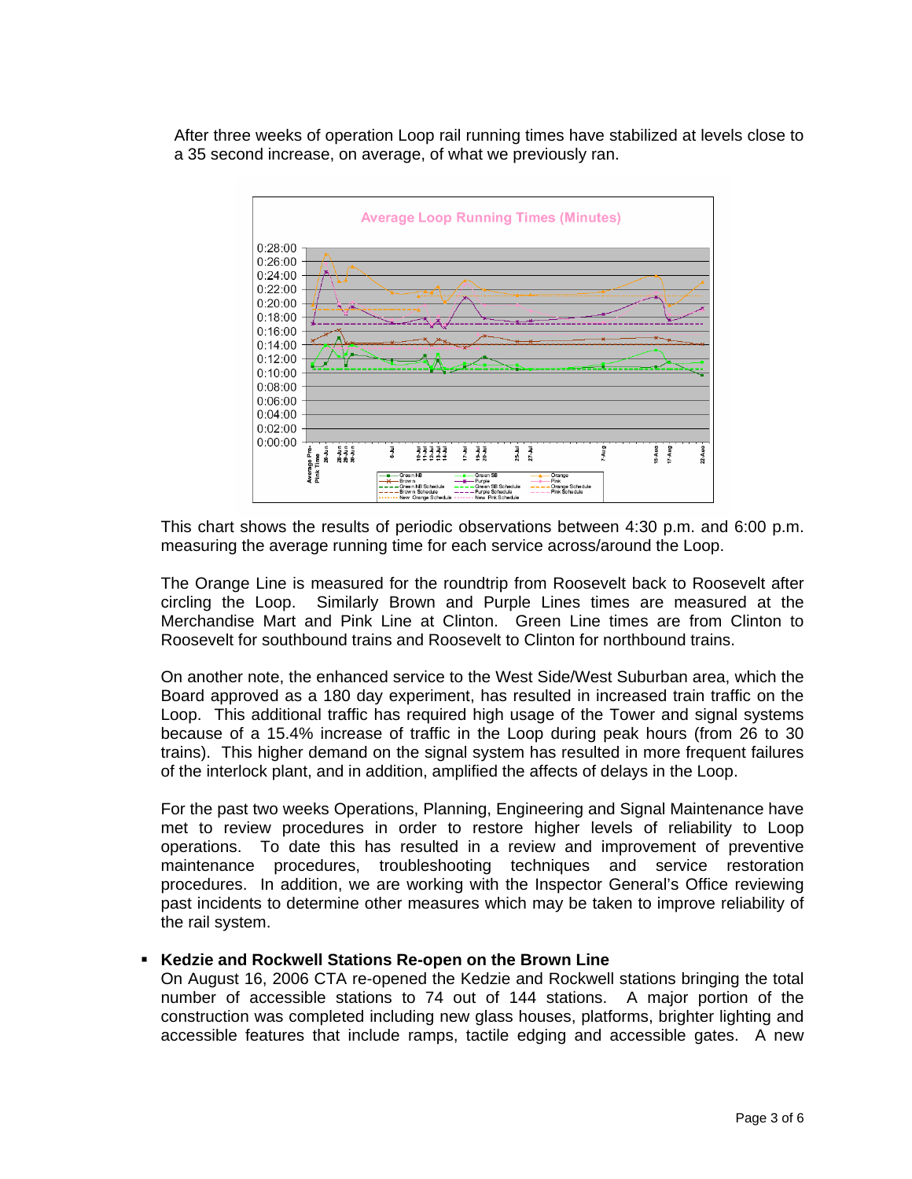After three weeks of operation Loop rail running times have stabilized at levels close to a 35 second increase, on average, of what we previously ran.

This chart shows the results of periodic observations between 4:30 p.m. and 6:00 p.m. measuring the average running time for each service across/around the Loop.

The Orange Line is measured for the roundtrip from Roosevelt back to Roosevelt after circling the Loop. Similarly Brown and Purple Lines times are measured at the Merchandise Mart and Pink Line at Clinton. Green Line times are from Clinton to Roosevelt for southbound trains and Roosevelt to Clinton for northbound trains.

On another note, the enhanced service to the West Side/West Suburban area, which the Board approved as a 180 day experiment, has resulted in increased train traffic on the Loop. This additional traffic has required high usage of the Tower and signal systems because of a 15.4% increase of traffic in the Loop during peak hours (from 26 to 30 trains). This higher demand on the signal system has resulted in more frequent failures of the interlock plant, and in addition, amplified the affects of delays in the Loop.

For the past two weeks Operations, Planning, Engineering and Signal Maintenance have met to review procedures in order to restore higher levels of reliability to Loop operations. To date this has resulted in a review and improvement of preventive maintenance procedures, troubleshooting techniques and service restoration procedures. In addition, we are working with the Inspector General's Office reviewing past incidents to determine other measures which may be taken to improve reliability of the rail system.

- **Kedzie and Rockwell Stations Re-open on the Brown Line**

  On August 16, 2006 CTA re-opened the Kedzie and Rockwell stations bringing the total number of accessible stations to 74 out of 144 stations. A major portion of the construction was completed including new glass houses, platforms, brighter lighting and accessible features that include ramps, tactile edging and accessible gates. A new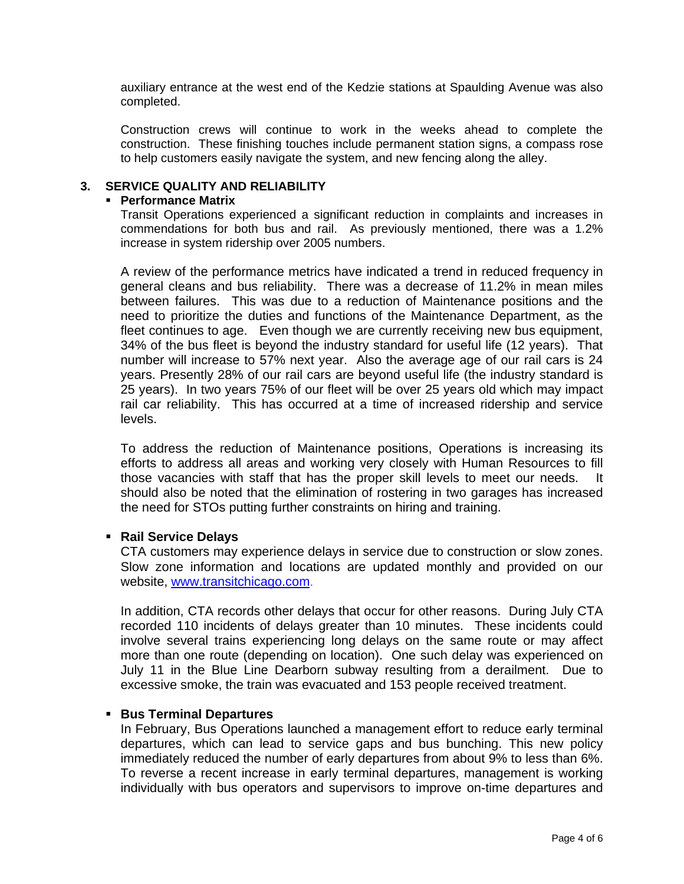auxiliary entrance at the west end of the Kedzie stations at Spaulding Avenue was also completed.

Construction crews will continue to work in the weeks ahead to complete the construction. These finishing touches include permanent station signs, a compass rose to help customers easily navigate the system, and new fencing along the alley.

## 3. SERVICE QUALITY AND RELIABILITY

- **Performance Matrix**

  Transit Operations experienced a significant reduction in complaints and increases in commendations for both bus and rail. As previously mentioned, there was a 1.2% increase in system ridership over 2005 numbers.

  A review of the performance metrics have indicated a trend in reduced frequency in general cleans and bus reliability. There was a decrease of 11.2% in mean miles between failures. This was due to a reduction of Maintenance positions and the need to prioritize the duties and functions of the Maintenance Department, as the fleet continues to age. Even though we are currently receiving new bus equipment, 34% of the bus fleet is beyond the industry standard for useful life (12 years). That number will increase to 57% next year. Also the average age of our rail cars is 24 years. Presently 28% of our rail cars are beyond useful life (the industry standard is 25 years). In two years 75% of our fleet will be over 25 years old which may impact rail car reliability. This has occurred at a time of increased ridership and service levels.

  To address the reduction of Maintenance positions, Operations is increasing its efforts to address all areas and working very closely with Human Resources to fill those vacancies with staff that has the proper skill levels to meet our needs. It should also be noted that the elimination of rostering in two garages has increased the need for STOs putting further constraints on hiring and training.

- **Rail Service Delays**

  CTA customers may experience delays in service due to construction or slow zones. Slow zone information and locations are updated monthly and provided on our website, www.transitchicago.com.

  In addition, CTA records other delays that occur for other reasons. During July CTA recorded 110 incidents of delays greater than 10 minutes. These incidents could involve several trains experiencing long delays on the same route or may affect more than one route (depending on location). One such delay was experienced on July 11 in the Blue Line Dearborn subway resulting from a derailment. Due to excessive smoke, the train was evacuated and 153 people received treatment.

- **Bus Terminal Departures**

  In February, Bus Operations launched a management effort to reduce early terminal departures, which can lead to service gaps and bus bunching. This new policy immediately reduced the number of early departures from about 9% to less than 6%. To reverse a recent increase in early terminal departures, management is working individually with bus operators and supervisors to improve on-time departures and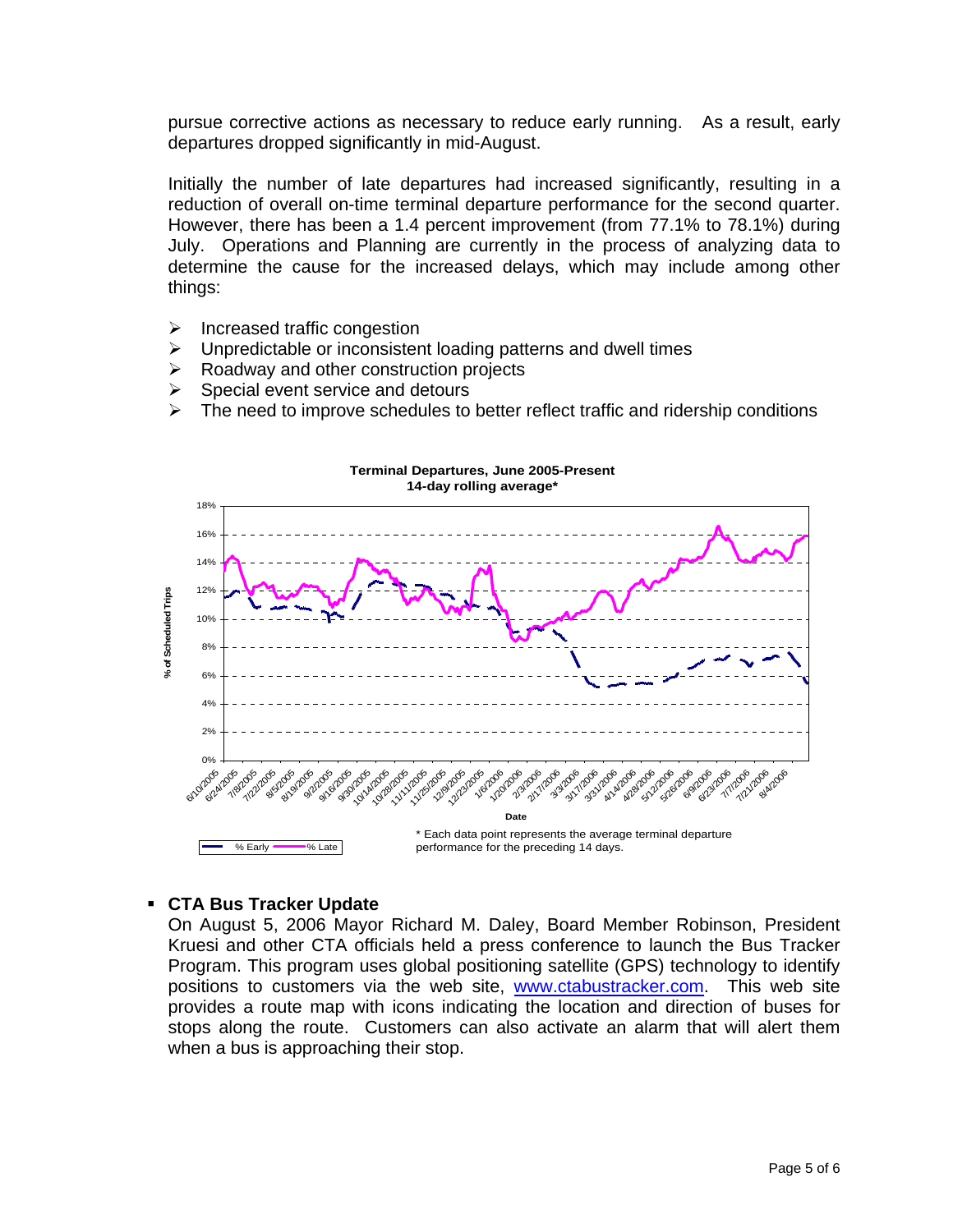pursue corrective actions as necessary to reduce early running. As a result, early departures dropped significantly in mid-August.

Initially the number of late departures had increased significantly, resulting in a reduction of overall on-time terminal departure performance for the second quarter. However, there has been a 1.4 percent improvement (from 77.1% to 78.1%) during July. Operations and Planning are currently in the process of analyzing data to determine the cause for the increased delays, which may include among other things:

- Increased traffic congestion
- Unpredictable or inconsistent loading patterns and dwell times
- Roadway and other construction projects
- Special event service and detours
- The need to improve schedules to better reflect traffic and ridership conditions

**Terminal Departures, June 2005-Present**
**14-day rolling average***

% Early — % Late

\* Each data point represents the average terminal departure performance for the preceding 14 days.

- **CTA Bus Tracker Update**

  On August 5, 2006 Mayor Richard M. Daley, Board Member Robinson, President Kruesi and other CTA officials held a press conference to launch the Bus Tracker Program. This program uses global positioning satellite (GPS) technology to identify positions to customers via the web site, www.ctabustracker.com. This web site provides a route map with icons indicating the location and direction of buses for stops along the route. Customers can also activate an alarm that will alert them when a bus is approaching their stop.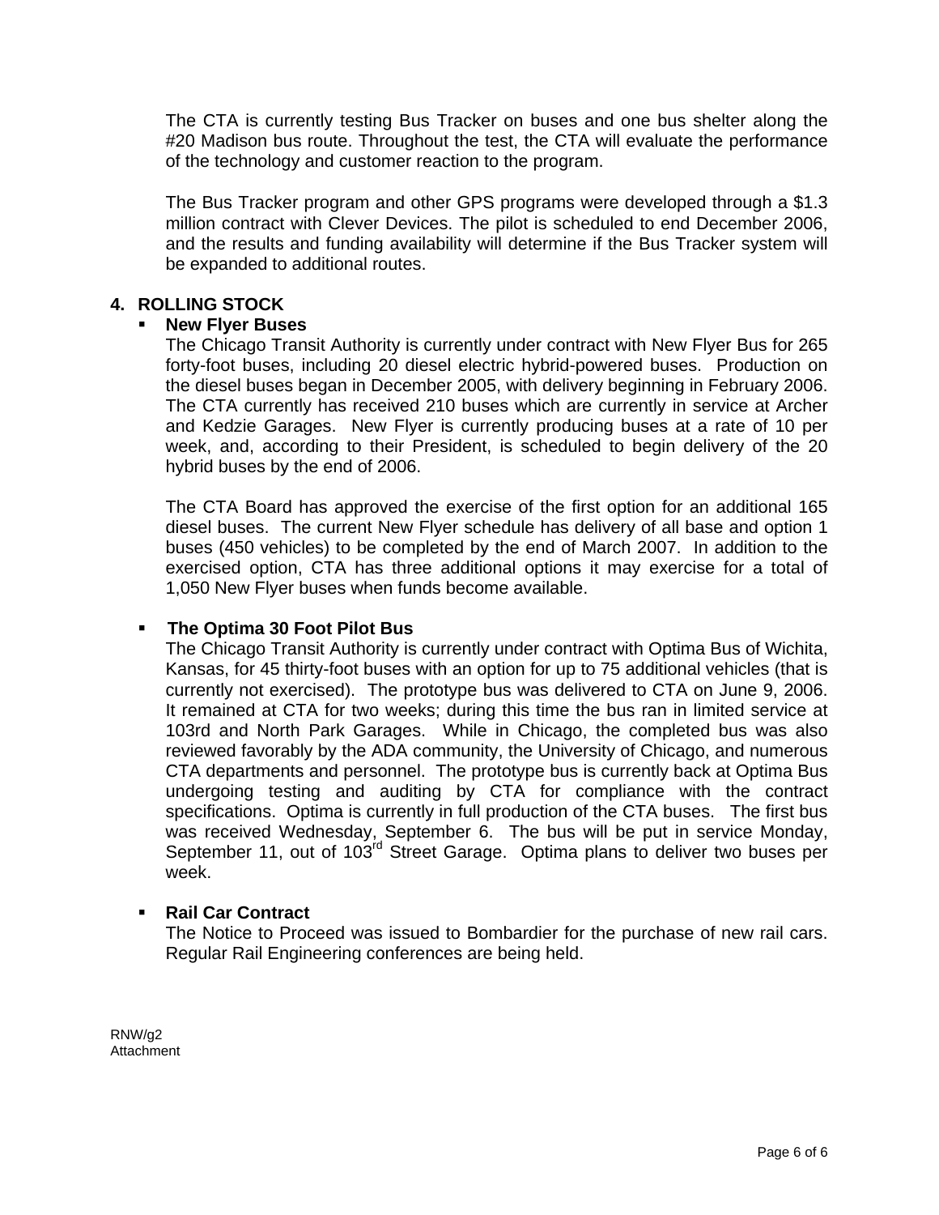The CTA is currently testing Bus Tracker on buses and one bus shelter along the #20 Madison bus route. Throughout the test, the CTA will evaluate the performance of the technology and customer reaction to the program.

The Bus Tracker program and other GPS programs were developed through a $1.3 million contract with Clever Devices. The pilot is scheduled to end December 2006, and the results and funding availability will determine if the Bus Tracker system will be expanded to additional routes.

## 4. ROLLING STOCK

- **New Flyer Buses**

  The Chicago Transit Authority is currently under contract with New Flyer Bus for 265 forty-foot buses, including 20 diesel electric hybrid-powered buses. Production on the diesel buses began in December 2005, with delivery beginning in February 2006. The CTA currently has received 210 buses which are currently in service at Archer and Kedzie Garages. New Flyer is currently producing buses at a rate of 10 per week, and, according to their President, is scheduled to begin delivery of the 20 hybrid buses by the end of 2006.

  The CTA Board has approved the exercise of the first option for an additional 165 diesel buses. The current New Flyer schedule has delivery of all base and option 1 buses (450 vehicles) to be completed by the end of March 2007. In addition to the exercised option, CTA has three additional options it may exercise for a total of 1,050 New Flyer buses when funds become available.

- **The Optima 30 Foot Pilot Bus**

  The Chicago Transit Authority is currently under contract with Optima Bus of Wichita, Kansas, for 45 thirty-foot buses with an option for up to 75 additional vehicles (that is currently not exercised). The prototype bus was delivered to CTA on June 9, 2006. It remained at CTA for two weeks; during this time the bus ran in limited service at 103rd and North Park Garages. While in Chicago, the completed bus was also reviewed favorably by the ADA community, the University of Chicago, and numerous CTA departments and personnel. The prototype bus is currently back at Optima Bus undergoing testing and auditing by CTA for compliance with the contract specifications. Optima is currently in full production of the CTA buses. The first bus was received Wednesday, September 6. The bus will be put in service Monday, September 11, out of 103rd Street Garage. Optima plans to deliver two buses per week.

- **Rail Car Contract**

  The Notice to Proceed was issued to Bombardier for the purchase of new rail cars. Regular Rail Engineering conferences are being held.

RNW/g2
Attachment